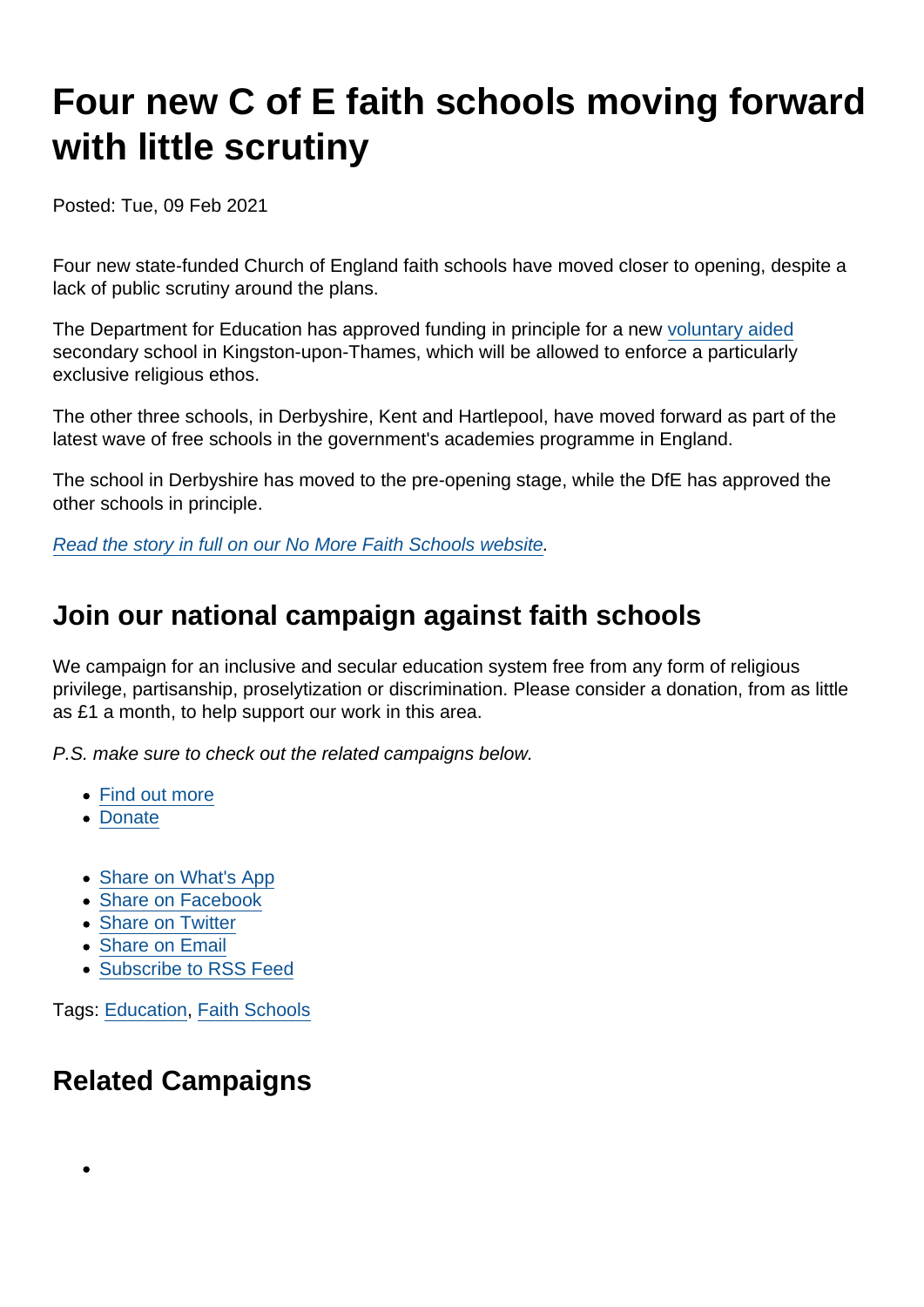# Four new C of E faith schools moving forward with little scrutiny

Posted: Tue, 09 Feb 2021

Four new state-funded Church of England faith schools have moved closer to opening, despite a lack of public scrutiny around the plans.

The Department for Education has approved funding in principle for a new voluntary aided secondary school in Kingston-upon-Thames, which will be allowed to enforce a particularly exclusive religious ethos.

The other three schools, in Derbyshire, Kent and Hartlepool, have moved forward as part of the latest wave of free schools in the government's academies programme in England.

The school in Derbyshire has moved to the pre-opening stage, while the DfE has approved the other schools in principle.

*Read the story in full on our No More Faith Schools website.*

## Join our national campaign against faith schools

We campaign for an inclusive and secular education system free from any form of religious privilege, partisanship, proselytization or discrimination. Please consider a donation, from as little as £1 a month, to help support our work in this area.

*P.S. make sure to check out the related campaigns below.*

- Find out more
- Donate

- Share on What's App
- Share on Facebook
- Share on Twitter
- Share on Email
- Subscribe to RSS Feed

Tags: Education, Faith Schools

## Related Campaigns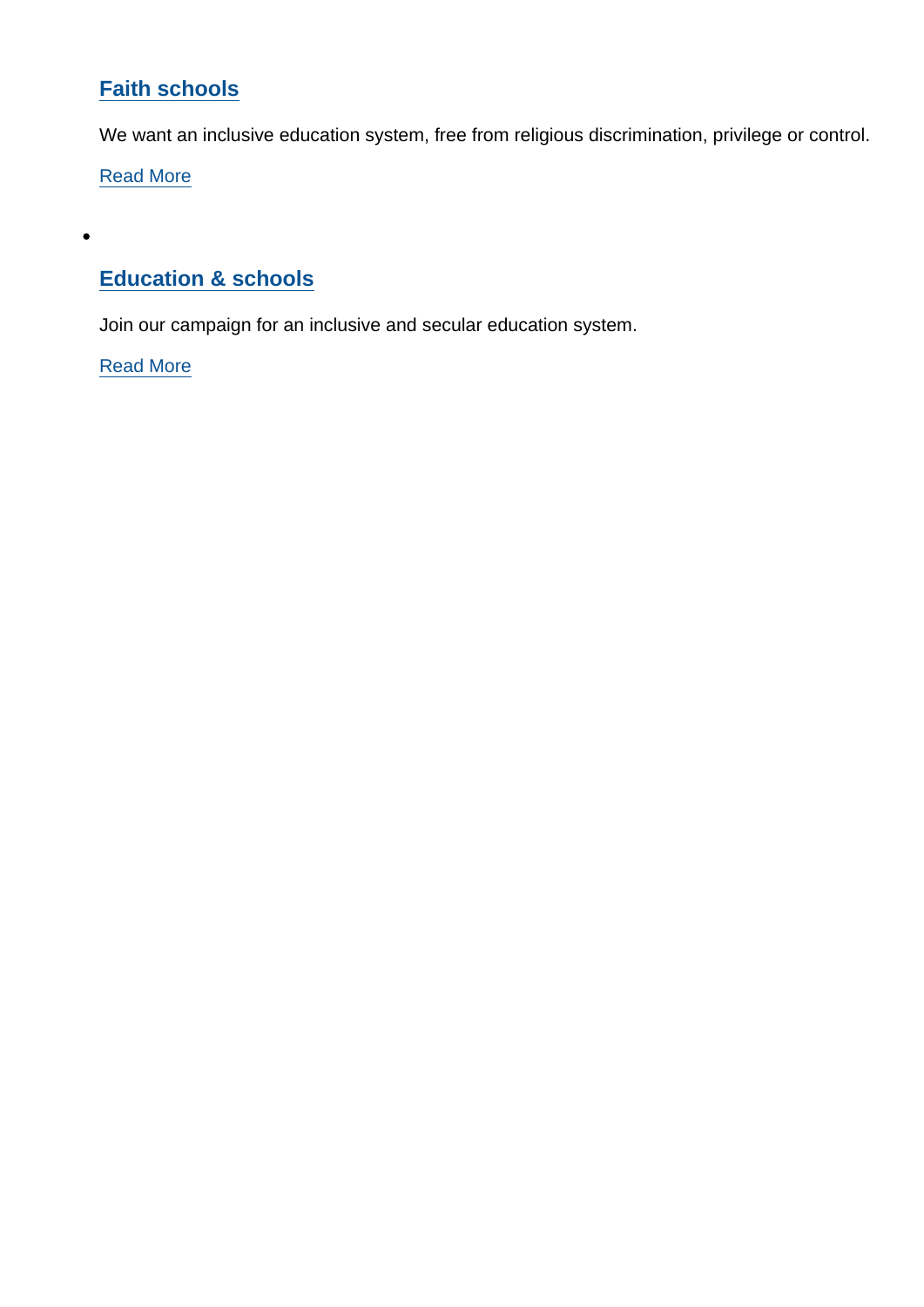### Faith schools

We want an inclusive education system, free from religious discrimination, privilege or control.

Read More

- 

### Education & schools

Join our campaign for an inclusive and secular education system.

Read More